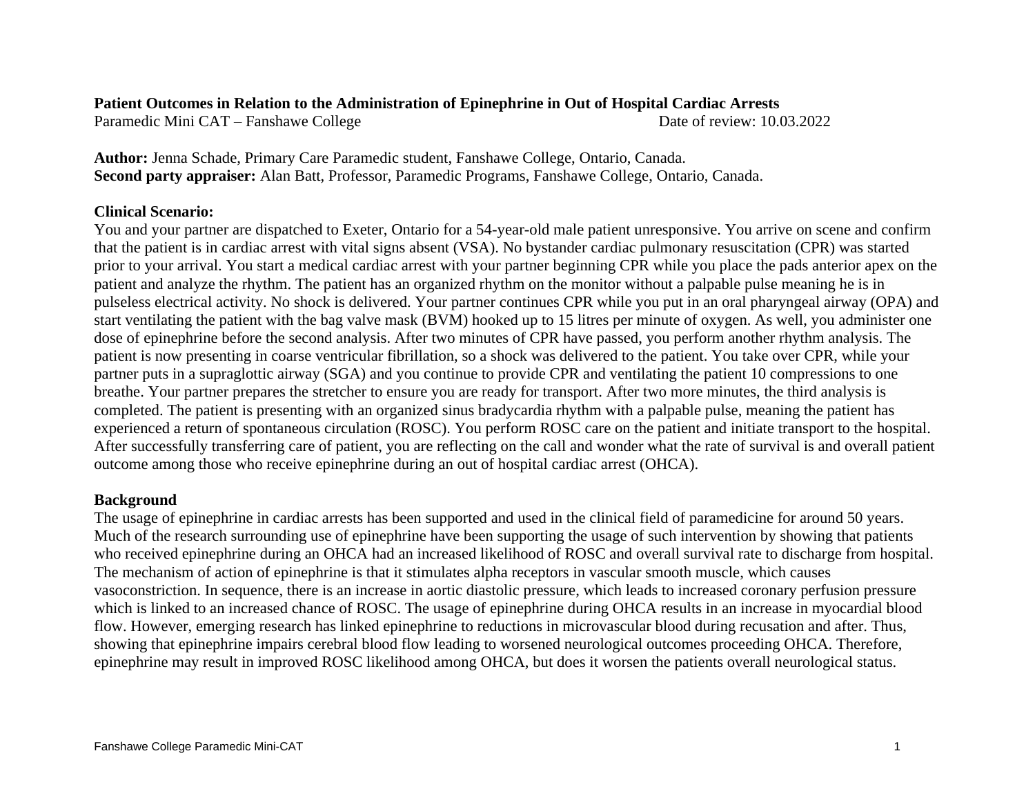# Patient Outcomes in Relation to the Administration of Epinephrine in Out of Hospital Cardiac Arrests

Paramedic Mini CAT – Fanshawe College

Date of review: 10.03.2022

**Author:** Jenna Schade, Primary Care Paramedic student, Fanshawe College, Ontario, Canada.
**Second party appraiser:** Alan Batt, Professor, Paramedic Programs, Fanshawe College, Ontario, Canada.

## Clinical Scenario:

You and your partner are dispatched to Exeter, Ontario for a 54-year-old male patient unresponsive. You arrive on scene and confirm that the patient is in cardiac arrest with vital signs absent (VSA). No bystander cardiac pulmonary resuscitation (CPR) was started prior to your arrival. You start a medical cardiac arrest with your partner beginning CPR while you place the pads anterior apex on the patient and analyze the rhythm. The patient has an organized rhythm on the monitor without a palpable pulse meaning he is in pulseless electrical activity. No shock is delivered. Your partner continues CPR while you put in an oral pharyngeal airway (OPA) and start ventilating the patient with the bag valve mask (BVM) hooked up to 15 litres per minute of oxygen. As well, you administer one dose of epinephrine before the second analysis. After two minutes of CPR have passed, you perform another rhythm analysis. The patient is now presenting in coarse ventricular fibrillation, so a shock was delivered to the patient. You take over CPR, while your partner puts in a supraglottic airway (SGA) and you continue to provide CPR and ventilating the patient 10 compressions to one breathe. Your partner prepares the stretcher to ensure you are ready for transport. After two more minutes, the third analysis is completed. The patient is presenting with an organized sinus bradycardia rhythm with a palpable pulse, meaning the patient has experienced a return of spontaneous circulation (ROSC). You perform ROSC care on the patient and initiate transport to the hospital. After successfully transferring care of patient, you are reflecting on the call and wonder what the rate of survival is and overall patient outcome among those who receive epinephrine during an out of hospital cardiac arrest (OHCA).

## Background

The usage of epinephrine in cardiac arrests has been supported and used in the clinical field of paramedicine for around 50 years. Much of the research surrounding use of epinephrine have been supporting the usage of such intervention by showing that patients who received epinephrine during an OHCA had an increased likelihood of ROSC and overall survival rate to discharge from hospital. The mechanism of action of epinephrine is that it stimulates alpha receptors in vascular smooth muscle, which causes vasoconstriction. In sequence, there is an increase in aortic diastolic pressure, which leads to increased coronary perfusion pressure which is linked to an increased chance of ROSC. The usage of epinephrine during OHCA results in an increase in myocardial blood flow. However, emerging research has linked epinephrine to reductions in microvascular blood during recusation and after. Thus, showing that epinephrine impairs cerebral blood flow leading to worsened neurological outcomes proceeding OHCA. Therefore, epinephrine may result in improved ROSC likelihood among OHCA, but does it worsen the patients overall neurological status.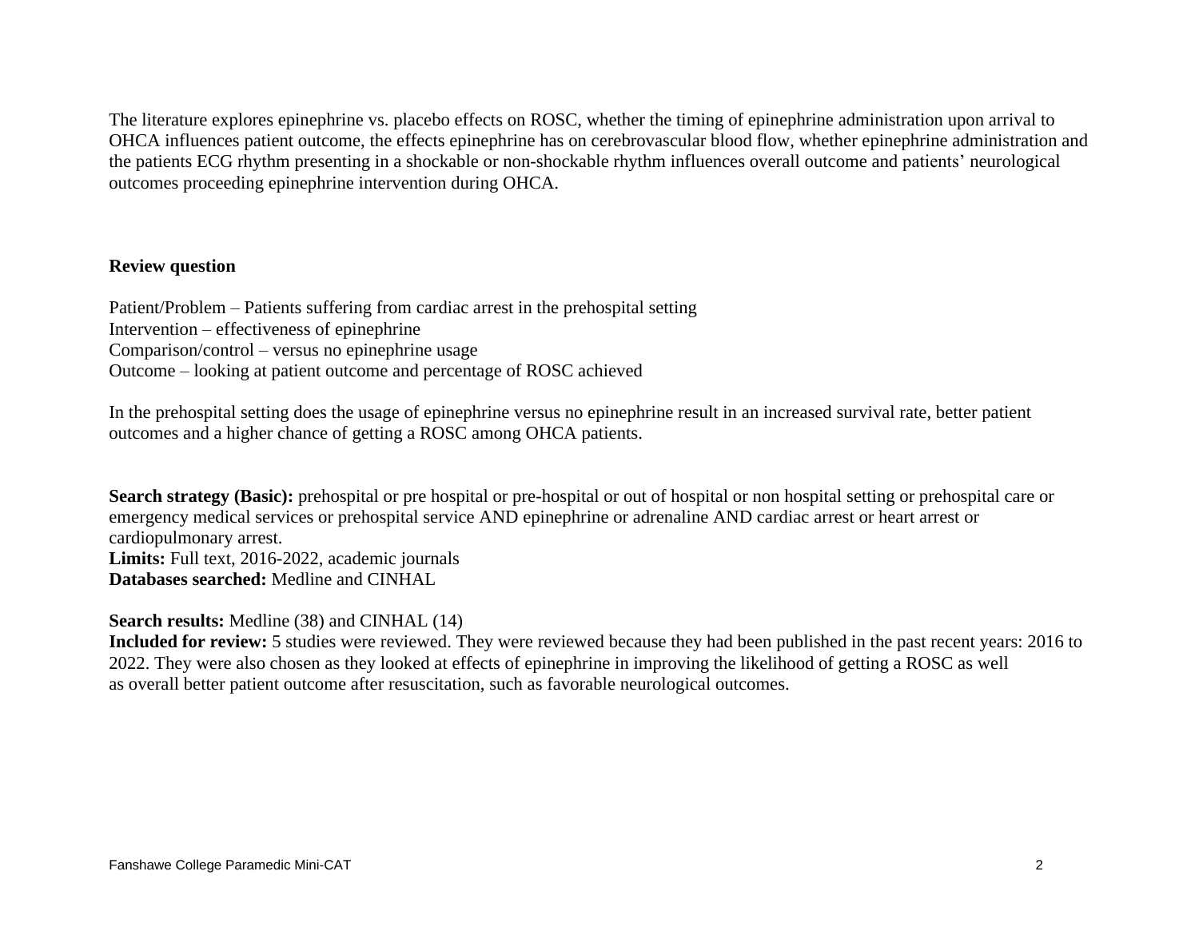The literature explores epinephrine vs. placebo effects on ROSC, whether the timing of epinephrine administration upon arrival to OHCA influences patient outcome, the effects epinephrine has on cerebrovascular blood flow, whether epinephrine administration and the patients ECG rhythm presenting in a shockable or non-shockable rhythm influences overall outcome and patients' neurological outcomes proceeding epinephrine intervention during OHCA.

**Review question**

Patient/Problem – Patients suffering from cardiac arrest in the prehospital setting
Intervention – effectiveness of epinephrine
Comparison/control – versus no epinephrine usage
Outcome – looking at patient outcome and percentage of ROSC achieved

In the prehospital setting does the usage of epinephrine versus no epinephrine result in an increased survival rate, better patient outcomes and a higher chance of getting a ROSC among OHCA patients.

**Search strategy (Basic):** prehospital or pre hospital or pre-hospital or out of hospital or non hospital setting or prehospital care or emergency medical services or prehospital service AND epinephrine or adrenaline AND cardiac arrest or heart arrest or cardiopulmonary arrest.
**Limits:** Full text, 2016-2022, academic journals
**Databases searched:** Medline and CINHAL

**Search results:** Medline (38) and CINHAL (14)
**Included for review:** 5 studies were reviewed. They were reviewed because they had been published in the past recent years: 2016 to 2022. They were also chosen as they looked at effects of epinephrine in improving the likelihood of getting a ROSC as well as overall better patient outcome after resuscitation, such as favorable neurological outcomes.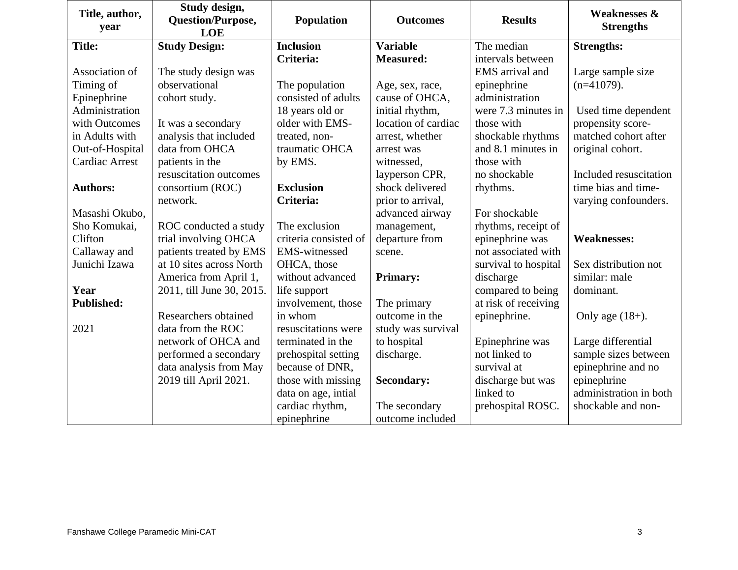| Title, author, year | Study design, Question/Purpose, LOE | Population | Outcomes | Results | Weaknesses & Strengths |
|---|---|---|---|---|---|
| **Title:**<br><br>Association of Timing of Epinephrine Administration with Outcomes in Adults with Out-of-Hospital Cardiac Arrest<br><br>**Authors:**<br><br>Masashi Okubo, Sho Komukai, Clifton Callaway and Junichi Izawa<br><br>**Year Published:**<br><br>2021 | **Study Design:**<br><br>The study design was observational cohort study.<br><br>It was a secondary analysis that included data from OHCA patients in the resuscitation outcomes consortium (ROC) network.<br><br>ROC conducted a study trial involving OHCA patients treated by EMS at 10 sites across North America from April 1, 2011, till June 30, 2015.<br><br>Researchers obtained data from the ROC network of OHCA and performed a secondary data analysis from May 2019 till April 2021. | **Inclusion Criteria:**<br><br>The population consisted of adults 18 years old or older with EMS-treated, non-traumatic OHCA by EMS.<br><br>**Exclusion Criteria:**<br><br>The exclusion criteria consisted of EMS-witnessed OHCA, those without advanced life support involvement, those in whom resuscitations were terminated in the prehospital setting because of DNR, those with missing data on age, intial cardiac rhythm, epinephrine | **Variable Measured:**<br><br>Age, sex, race, cause of OHCA, initial rhythm, location of cardiac arrest, whether arrest was witnessed, layperson CPR, shock delivered prior to arrival, advanced airway management, departure from scene.<br><br>**Primary:**<br><br>The primary outcome in the study was survival to hospital discharge.<br><br>**Secondary:**<br><br>The secondary outcome included | The median intervals between EMS arrival and epinephrine administration were 7.3 minutes in those with shockable rhythms and 8.1 minutes in those with no shockable rhythms.<br><br>For shockable rhythms, receipt of epinephrine was not associated with survival to hospital discharge compared to being at risk of receiving epinephrine.<br><br>Epinephrine was not linked to survival at discharge but was linked to prehospital ROSC. | **Strengths:**<br><br>Large sample size (n=41079).<br><br>Used time dependent propensity score-matched cohort after original cohort.<br><br>Included resuscitation time bias and time-varying confounders.<br><br>**Weaknesses:**<br><br>Sex distribution not similar: male dominant.<br><br>Only age (18+).<br><br>Large differential sample sizes between epinephrine and no epinephrine administration in both shockable and non- |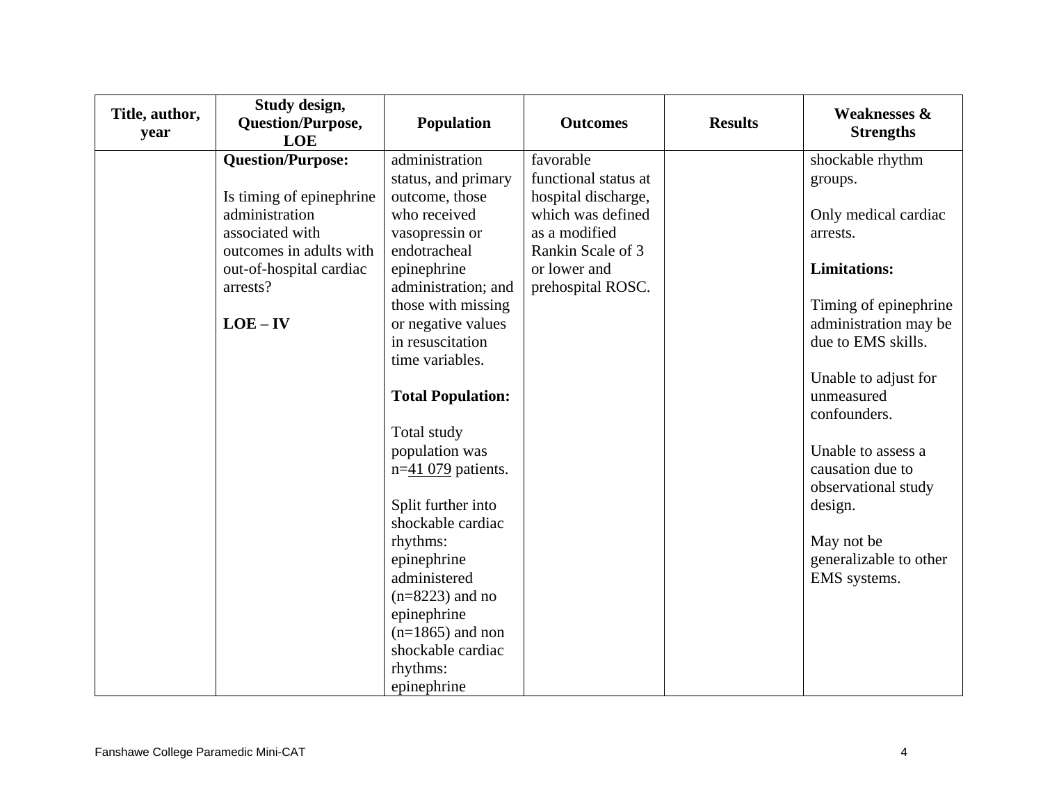| Title, author, year | Study design, Question/Purpose, LOE | Population | Outcomes | Results | Weaknesses & Strengths |
|---|---|---|---|---|---|
| | **Question/Purpose:**<br><br>Is timing of epinephrine administration associated with outcomes in adults with out-of-hospital cardiac arrests?<br><br>**LOE – IV** | administration status, and primary outcome, those who received vasopressin or endotracheal epinephrine administration; and those with missing or negative values in resuscitation time variables.<br><br>**Total Population:**<br><br>Total study population was n=41 079 patients.<br><br>Split further into shockable cardiac rhythms: epinephrine administered (n=8223) and no epinephrine (n=1865) and non shockable cardiac rhythms: epinephrine | favorable functional status at hospital discharge, which was defined as a modified Rankin Scale of 3 or lower and prehospital ROSC. | | shockable rhythm groups.<br><br>Only medical cardiac arrests.<br><br>**Limitations:**<br><br>Timing of epinephrine administration may be due to EMS skills.<br><br>Unable to adjust for unmeasured confounders.<br><br>Unable to assess a causation due to observational study design.<br><br>May not be generalizable to other EMS systems. |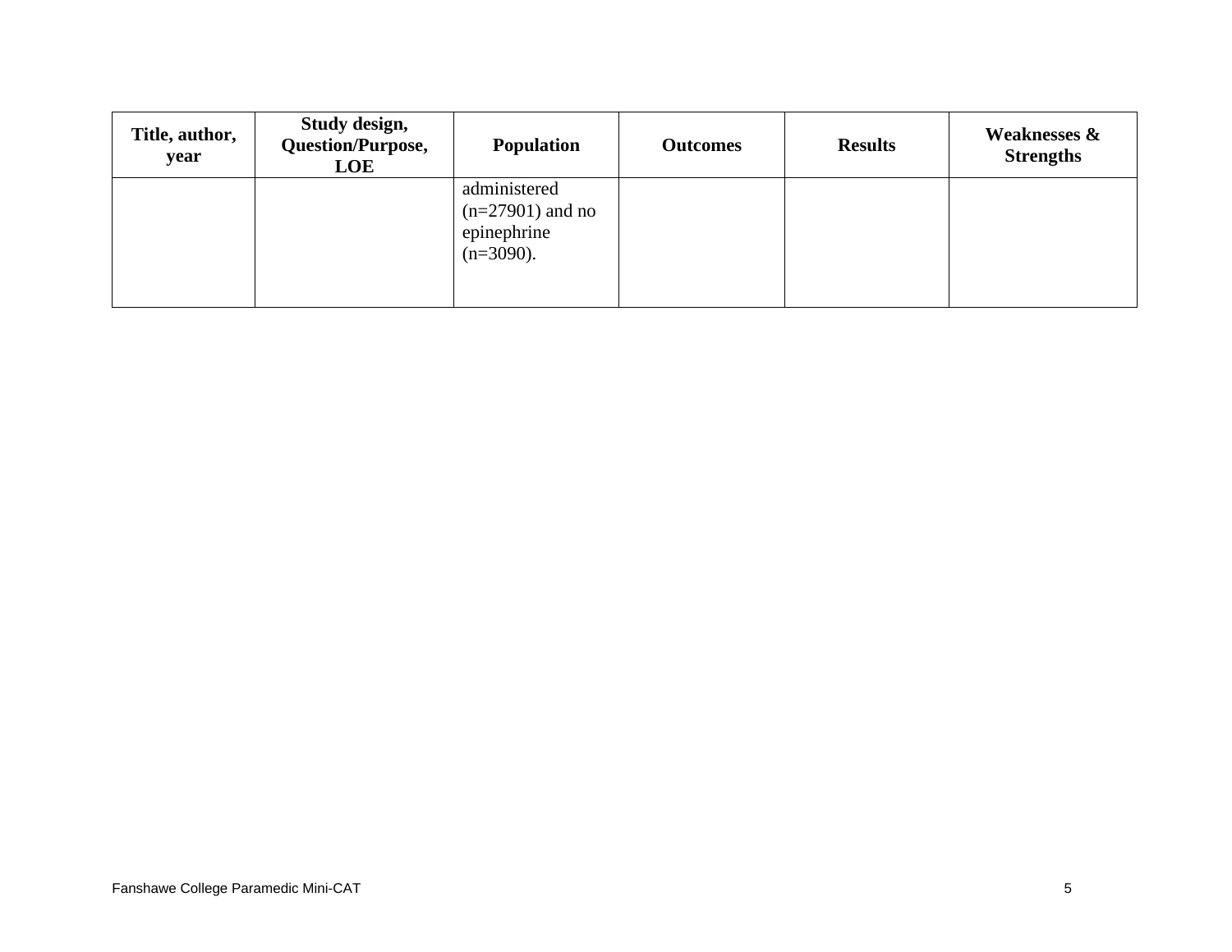| Title, author, year | Study design, Question/Purpose, LOE | Population | Outcomes | Results | Weaknesses & Strengths |
| --- | --- | --- | --- | --- | --- |
| | | administered (n=27901) and no epinephrine (n=3090). | | | |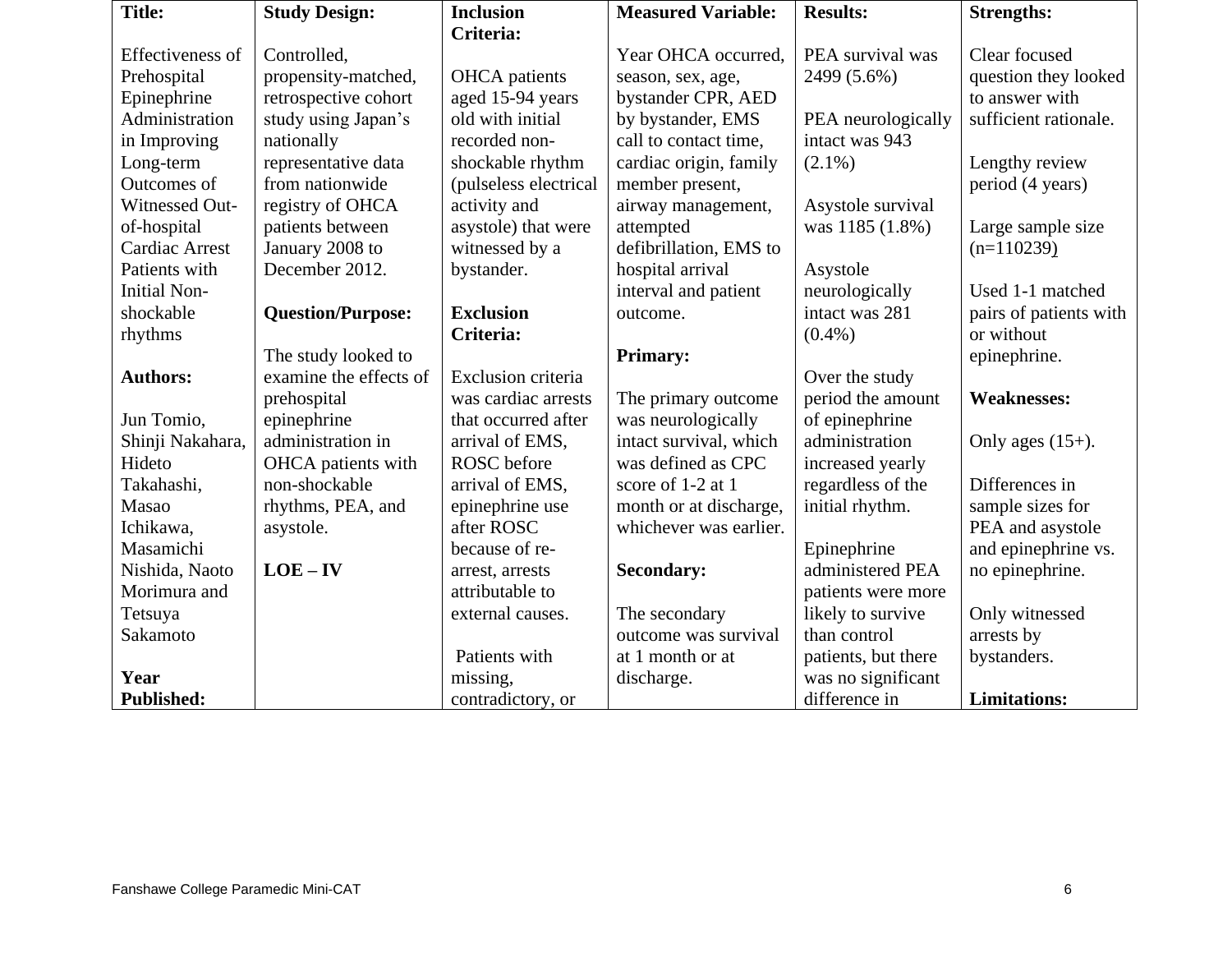| Title: | Study Design: | Inclusion Criteria: | Measured Variable: | Results: | Strengths: |
|---|---|---|---|---|---|
| Effectiveness of Prehospital Epinephrine Administration in Improving Long-term Outcomes of Witnessed Out-of-hospital Cardiac Arrest Patients with Initial Non-shockable rhythms<br><br>**Authors:**<br><br>Jun Tomio, Shinji Nakahara, Hideto Takahashi, Masao Ichikawa, Masamichi Nishida, Naoto Morimura and Tetsuya Sakamoto<br><br>**Year Published:** | Controlled, propensity-matched, retrospective cohort study using Japan's nationally representative data from nationwide registry of OHCA patients between January 2008 to December 2012.<br><br>**Question/Purpose:**<br><br>The study looked to examine the effects of prehospital epinephrine administration in OHCA patients with non-shockable rhythms, PEA, and asystole.<br><br>**LOE – IV** | OHCA patients aged 15-94 years old with initial recorded non-shockable rhythm (pulseless electrical activity and asystole) that were witnessed by a bystander.<br><br>**Exclusion Criteria:**<br><br>Exclusion criteria was cardiac arrests that occurred after arrival of EMS, ROSC before arrival of EMS, epinephrine use after ROSC because of re-arrest, arrests attributable to external causes.<br><br>Patients with missing, contradictory, or | Year OHCA occurred, season, sex, age, bystander CPR, AED by bystander, EMS call to contact time, cardiac origin, family member present, airway management, attempted defibrillation, EMS to hospital arrival interval and patient outcome.<br><br>**Primary:**<br><br>The primary outcome was neurologically intact survival, which was defined as CPC score of 1-2 at 1 month or at discharge, whichever was earlier.<br><br>**Secondary:**<br><br>The secondary outcome was survival at 1 month or at discharge. | PEA survival was 2499 (5.6%)<br><br>PEA neurologically intact was 943 (2.1%)<br><br>Asystole survival was 1185 (1.8%)<br><br>Asystole neurologically intact was 281 (0.4%)<br><br>Over the study period the amount of epinephrine administration increased yearly regardless of the initial rhythm.<br><br>Epinephrine administered PEA patients were more likely to survive than control patients, but there was no significant difference in | Clear focused question they looked to answer with sufficient rationale.<br><br>Lengthy review period (4 years)<br><br>Large sample size (n=110239)<br><br>Used 1-1 matched pairs of patients with or without epinephrine.<br><br>**Weaknesses:**<br><br>Only ages (15+).<br><br>Differences in sample sizes for PEA and asystole and epinephrine vs. no epinephrine.<br><br>Only witnessed arrests by bystanders.<br><br>**Limitations:** |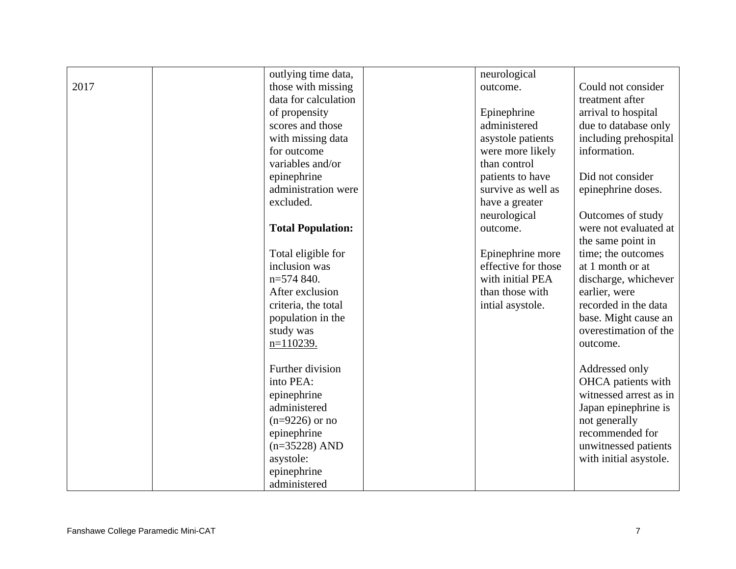| | | | | | |
|---|---|---|---|---|---|
| 2017 | | outlying time data, those with missing data for calculation of propensity scores and those with missing data for outcome variables and/or epinephrine administration were excluded.<br><br>**Total Population:**<br><br>Total eligible for inclusion was n=574 840. After exclusion criteria, the total population in the study was n=110239.<br><br>Further division into PEA: epinephrine administered (n=9226) or no epinephrine (n=35228) AND asystole: epinephrine administered | | neurological outcome.<br><br>Epinephrine administered asystole patients were more likely than control patients to have survive as well as have a greater neurological outcome.<br><br>Epinephrine more effective for those with initial PEA than those with intial asystole. | Could not consider treatment after arrival to hospital due to database only including prehospital information.<br><br>Did not consider epinephrine doses.<br><br>Outcomes of study were not evaluated at the same point in time; the outcomes at 1 month or at discharge, whichever earlier, were recorded in the data base. Might cause an overestimation of the outcome.<br><br>Addressed only OHCA patients with witnessed arrest as in Japan epinephrine is not generally recommended for unwitnessed patients with initial asystole. |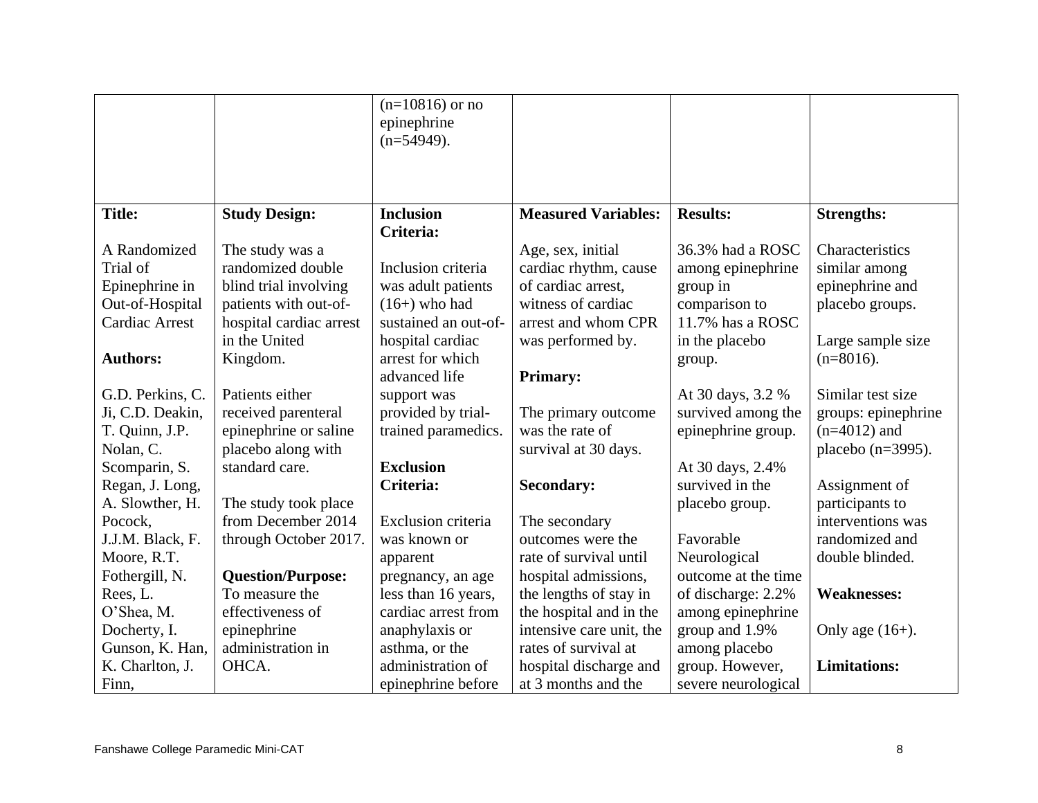| | | (n=10816) or no epinephrine (n=54949). | | | |
|---|---|---|---|---|---|
| **Title:**<br><br>A Randomized Trial of Epinephrine in Out-of-Hospital Cardiac Arrest<br><br>**Authors:**<br><br>G.D. Perkins, C. Ji, C.D. Deakin, T. Quinn, J.P. Nolan, C. Scomparin, S. Regan, J. Long, A. Slowther, H. Pocock, J.J.M. Black, F. Moore, R.T. Fothergill, N. Rees, L. O'Shea, M. Docherty, I. Gunson, K. Han, K. Charlton, J. Finn, | **Study Design:**<br><br>The study was a randomized double blind trial involving patients with out-of-hospital cardiac arrest in the United Kingdom.<br><br>Patients either received parenteral epinephrine or saline placebo along with standard care.<br><br>The study took place from December 2014 through October 2017.<br><br>**Question/Purpose:**<br>To measure the effectiveness of epinephrine administration in OHCA. | **Inclusion Criteria:**<br><br>Inclusion criteria was adult patients (16+) who had sustained an out-of-hospital cardiac arrest for which advanced life support was provided by trial-trained paramedics.<br><br>**Exclusion Criteria:**<br><br>Exclusion criteria was known or apparent pregnancy, an age less than 16 years, cardiac arrest from anaphylaxis or asthma, or the administration of epinephrine before | **Measured Variables:**<br><br>Age, sex, initial cardiac rhythm, cause of cardiac arrest, witness of cardiac arrest and whom CPR was performed by.<br><br>**Primary:**<br><br>The primary outcome was the rate of survival at 30 days.<br><br>**Secondary:**<br><br>The secondary outcomes were the rate of survival until hospital admissions, the lengths of stay in the hospital and in the intensive care unit, the rates of survival at hospital discharge and at 3 months and the | **Results:**<br><br>36.3% had a ROSC among epinephrine group in comparison to 11.7% has a ROSC in the placebo group.<br><br>At 30 days, 3.2 % survived among the epinephrine group.<br><br>At 30 days, 2.4% survived in the placebo group.<br><br>Favorable Neurological outcome at the time of discharge: 2.2% among epinephrine group and 1.9% among placebo group. However, severe neurological | **Strengths:**<br><br>Characteristics similar among epinephrine and placebo groups.<br><br>Large sample size (n=8016).<br><br>Similar test size groups: epinephrine (n=4012) and placebo (n=3995).<br><br>Assignment of participants to interventions was randomized and double blinded.<br><br>**Weaknesses:**<br><br>Only age (16+).<br><br>**Limitations:** |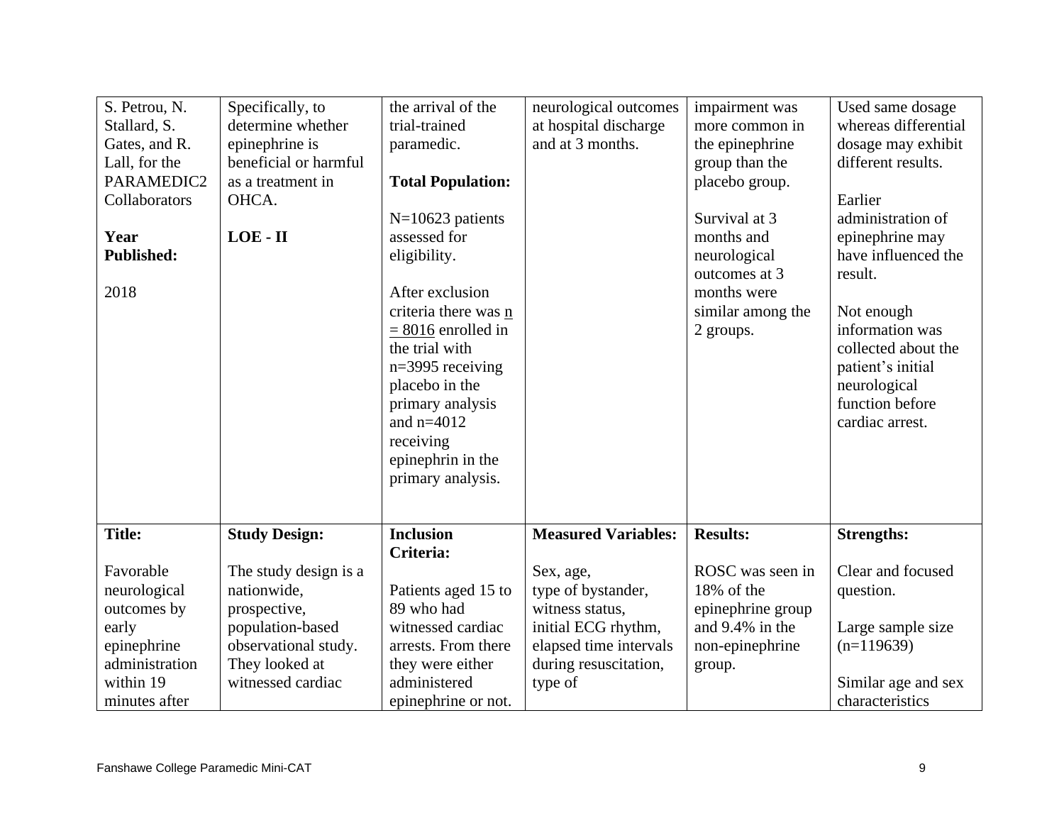| | | | | | |
|---|---|---|---|---|---|
| S. Petrou, N. Stallard, S. Gates, and R. Lall, for the PARAMEDIC2 Collaborators<br><br>**Year Published:**<br><br>2018 | Specifically, to determine whether epinephrine is beneficial or harmful as a treatment in OHCA.<br><br>**LOE - II** | the arrival of the trial-trained paramedic.<br><br>**Total Population:**<br><br>N=10623 patients assessed for eligibility.<br><br>After exclusion criteria there was n = 8016 enrolled in the trial with n=3995 receiving placebo in the primary analysis and n=4012 receiving epinephrin in the primary analysis. | neurological outcomes at hospital discharge and at 3 months. | impairment was more common in the epinephrine group than the placebo group.<br><br>Survival at 3 months and neurological outcomes at 3 months were similar among the 2 groups. | Used same dosage whereas differential dosage may exhibit different results.<br><br>Earlier administration of epinephrine may have influenced the result.<br><br>Not enough information was collected about the patient's initial neurological function before cardiac arrest. |
| **Title:**<br><br>Favorable neurological outcomes by early epinephrine administration within 19 minutes after | **Study Design:**<br><br>The study design is a nationwide, prospective, population-based observational study. They looked at witnessed cardiac | **Inclusion Criteria:**<br><br>Patients aged 15 to 89 who had witnessed cardiac arrests. From there they were either administered epinephrine or not. | **Measured Variables:**<br><br>Sex, age, type of bystander, witness status, initial ECG rhythm, elapsed time intervals during resuscitation, type of | **Results:**<br><br>ROSC was seen in 18% of the epinephrine group and 9.4% in the non-epinephrine group. | **Strengths:**<br><br>Clear and focused question.<br><br>Large sample size (n=119639)<br><br>Similar age and sex characteristics |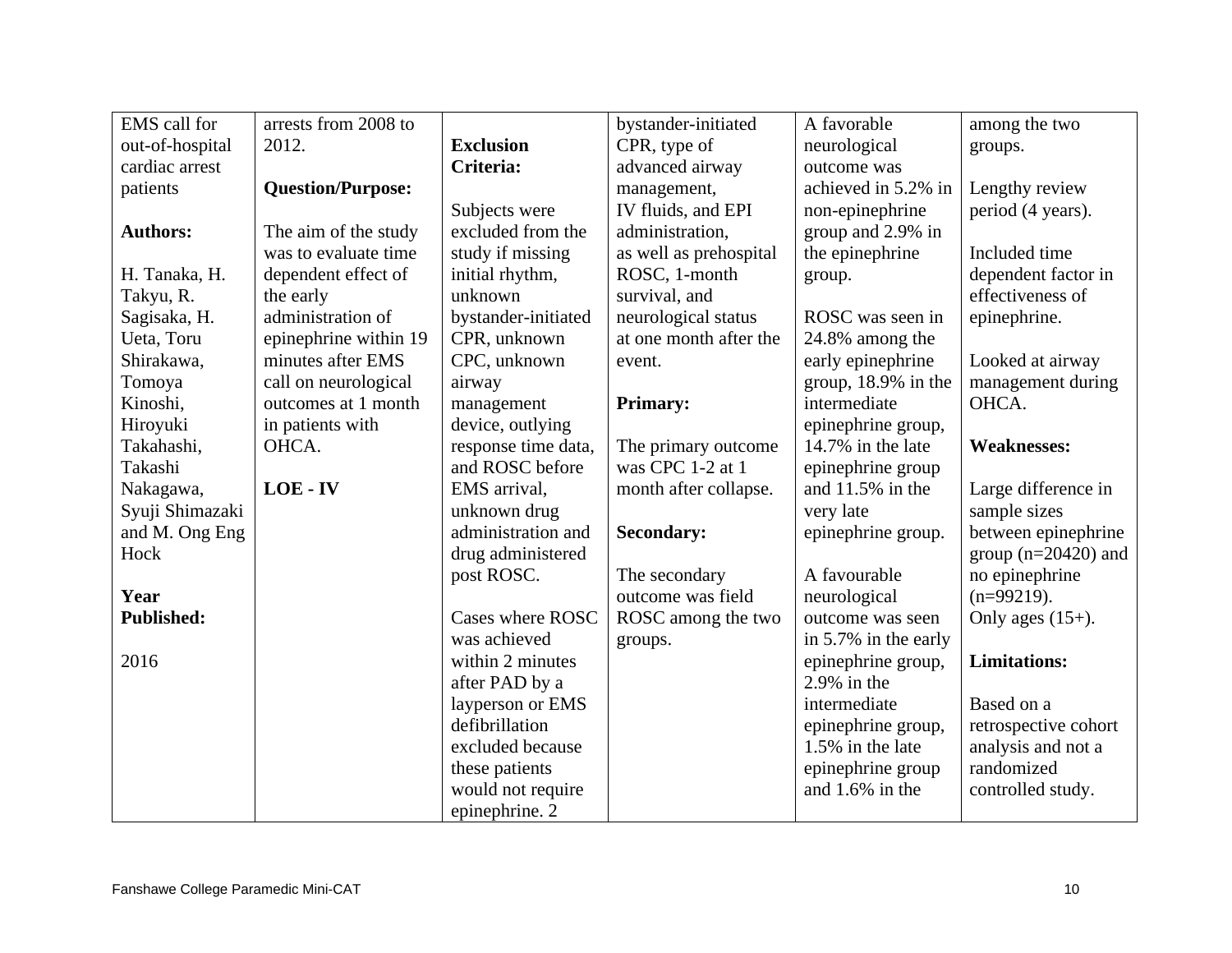| EMS call for out-of-hospital cardiac arrest patients<br><br>**Authors:**<br><br>H. Tanaka, H. Takyu, R. Sagisaka, H. Ueta, Toru Shirakawa, Tomoya Kinoshi, Hiroyuki Takahashi, Takashi Nakagawa, Syuji Shimazaki and M. Ong Eng Hock<br><br>**Year Published:**<br><br>2016 | arrests from 2008 to 2012.<br><br>**Question/Purpose:**<br><br>The aim of the study was to evaluate time dependent effect of the early administration of epinephrine within 19 minutes after EMS call on neurological outcomes at 1 month in patients with OHCA.<br><br>**LOE - IV** | **Exclusion Criteria:**<br><br>Subjects were excluded from the study if missing initial rhythm, unknown bystander-initiated CPR, unknown CPC, unknown airway management device, outlying response time data, and ROSC before EMS arrival, unknown drug administration and drug administered post ROSC.<br><br>Cases where ROSC was achieved within 2 minutes after PAD by a layperson or EMS defibrillation excluded because these patients would not require epinephrine. 2 | bystander-initiated CPR, type of advanced airway management, IV fluids, and EPI administration, as well as prehospital ROSC, 1-month survival, and neurological status at one month after the event.<br><br>**Primary:**<br><br>The primary outcome was CPC 1-2 at 1 month after collapse.<br><br>**Secondary:**<br><br>The secondary outcome was field ROSC among the two groups. | A favorable neurological outcome was achieved in 5.2% in non-epinephrine group and 2.9% in the epinephrine group.<br><br>ROSC was seen in 24.8% among the early epinephrine group, 18.9% in the intermediate epinephrine group, 14.7% in the late epinephrine group and 11.5% in the very late epinephrine group.<br><br>A favourable neurological outcome was seen in 5.7% in the early epinephrine group, 2.9% in the intermediate epinephrine group, 1.5% in the late epinephrine group and 1.6% in the | among the two groups.<br><br>Lengthy review period (4 years).<br><br>Included time dependent factor in effectiveness of epinephrine.<br><br>Looked at airway management during OHCA.<br><br>**Weaknesses:**<br><br>Large difference in sample sizes between epinephrine group (n=20420) and no epinephrine (n=99219).<br>Only ages (15+).<br><br>**Limitations:**<br><br>Based on a retrospective cohort analysis and not a randomized controlled study. |
|---|---|---|---|---|---|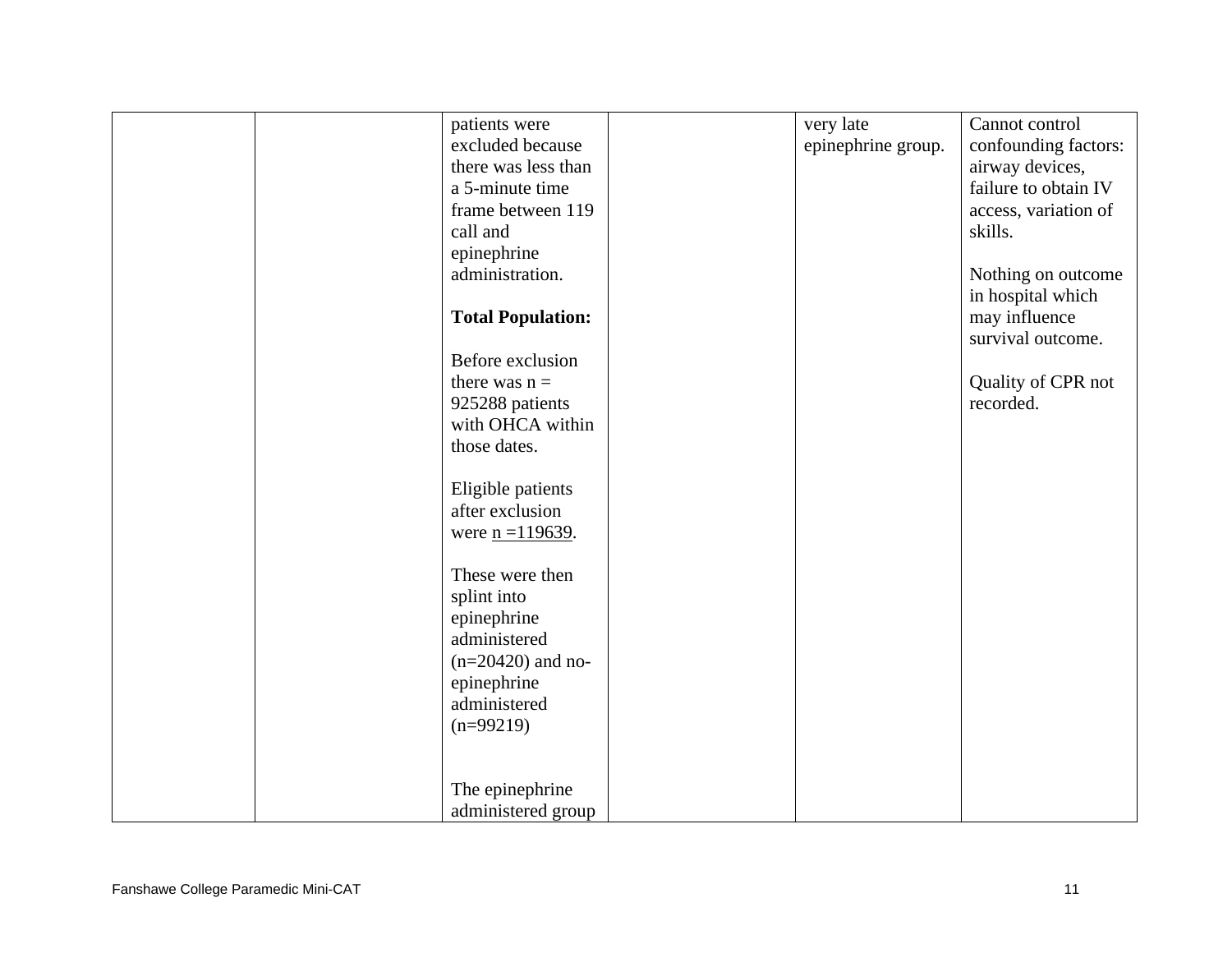|  |  |  |  |  |  |
|---|---|---|---|---|---|
|  |  | patients were excluded because there was less than a 5-minute time frame between 119 call and epinephrine administration.<br><br>**Total Population:**<br><br>Before exclusion there was n = 925288 patients with OHCA within those dates.<br><br>Eligible patients after exclusion were <u>n =119639</u>.<br><br>These were then splint into epinephrine administered (n=20420) and no-epinephrine administered (n=99219)<br><br><br>The epinephrine administered group |  | very late epinephrine group. | Cannot control confounding factors: airway devices, failure to obtain IV access, variation of skills.<br><br>Nothing on outcome in hospital which may influence survival outcome.<br><br>Quality of CPR not recorded. |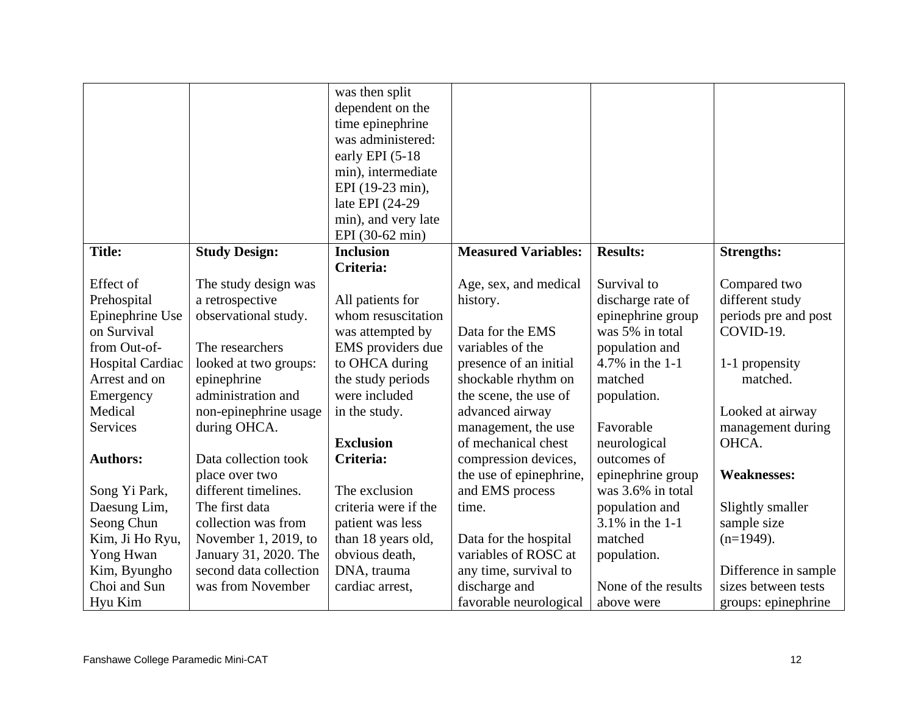| | | was then split dependent on the time epinephrine was administered: early EPI (5-18 min), intermediate EPI (19-23 min), late EPI (24-29 min), and very late EPI (30-62 min) | | | |
|---|---|---|---|---|---|
| **Title:**<br><br>Effect of Prehospital Epinephrine Use on Survival from Out-of-Hospital Cardiac Arrest and on Emergency Medical Services<br><br>**Authors:**<br><br>Song Yi Park, Daesung Lim, Seong Chun Kim, Ji Ho Ryu, Yong Hwan Kim, Byungho Choi and Sun Hyu Kim | **Study Design:**<br><br>The study design was a retrospective observational study.<br><br>The researchers looked at two groups: epinephrine administration and non-epinephrine usage during OHCA.<br><br>Data collection took place over two different timelines. The first data collection was from November 1, 2019, to January 31, 2020. The second data collection was from November | **Inclusion Criteria:**<br><br>All patients for whom resuscitation was attempted by EMS providers due to OHCA during the study periods were included in the study.<br><br>**Exclusion Criteria:**<br><br>The exclusion criteria were if the patient was less than 18 years old, obvious death, DNA, trauma cardiac arrest, | **Measured Variables:**<br><br>Age, sex, and medical history.<br><br>Data for the EMS variables of the presence of an initial shockable rhythm on the scene, the use of advanced airway management, the use of mechanical chest compression devices, the use of epinephrine, and EMS process time.<br><br>Data for the hospital variables of ROSC at any time, survival to discharge and favorable neurological | **Results:**<br><br>Survival to discharge rate of epinephrine group was 5% in total population and 4.7% in the 1-1 matched population.<br><br>Favorable neurological outcomes of epinephrine group was 3.6% in total population and 3.1% in the 1-1 matched population.<br><br>None of the results above were | **Strengths:**<br><br>Compared two different study periods pre and post COVID-19.<br><br>1-1 propensity matched.<br><br>Looked at airway management during OHCA.<br><br>**Weaknesses:**<br><br>Slightly smaller sample size (n=1949).<br><br>Difference in sample sizes between tests groups: epinephrine |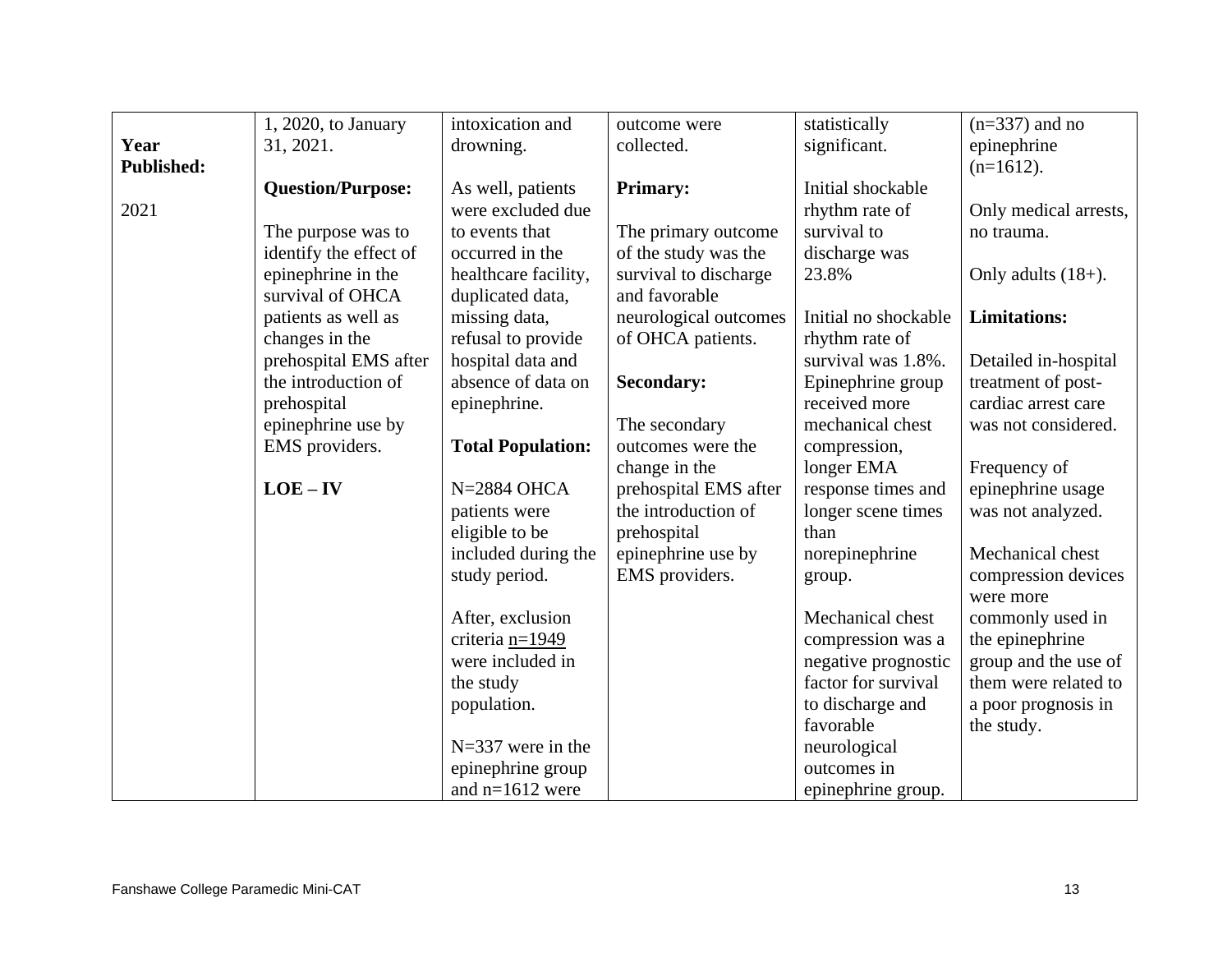| | | | | | |
|---|---|---|---|---|---|
| **Year Published:**<br><br>2021 | 1, 2020, to January 31, 2021.<br><br>**Question/Purpose:**<br><br>The purpose was to identify the effect of epinephrine in the survival of OHCA patients as well as changes in the prehospital EMS after the introduction of prehospital epinephrine use by EMS providers.<br><br>**LOE – IV** | intoxication and drowning.<br><br>As well, patients were excluded due to events that occurred in the healthcare facility, duplicated data, missing data, refusal to provide hospital data and absence of data on epinephrine.<br><br>**Total Population:**<br><br>N=2884 OHCA patients were eligible to be included during the study period.<br><br>After, exclusion criteria <u>n=1949</u> were included in the study population.<br><br>N=337 were in the epinephrine group and n=1612 were | outcome were collected.<br><br>**Primary:**<br><br>The primary outcome of the study was the survival to discharge and favorable neurological outcomes of OHCA patients.<br><br>**Secondary:**<br><br>The secondary outcomes were the change in the prehospital EMS after the introduction of prehospital epinephrine use by EMS providers. | statistically significant.<br><br>Initial shockable rhythm rate of survival to discharge was 23.8%<br><br>Initial no shockable rhythm rate of survival was 1.8%. Epinephrine group received more mechanical chest compression, longer EMA response times and longer scene times than norepinephrine group.<br><br>Mechanical chest compression was a negative prognostic factor for survival to discharge and favorable neurological outcomes in epinephrine group. | (n=337) and no epinephrine (n=1612).<br><br>Only medical arrests, no trauma.<br><br>Only adults (18+).<br><br>**Limitations:**<br><br>Detailed in-hospital treatment of post-cardiac arrest care was not considered.<br><br>Frequency of epinephrine usage was not analyzed.<br><br>Mechanical chest compression devices were more commonly used in the epinephrine group and the use of them were related to a poor prognosis in the study. |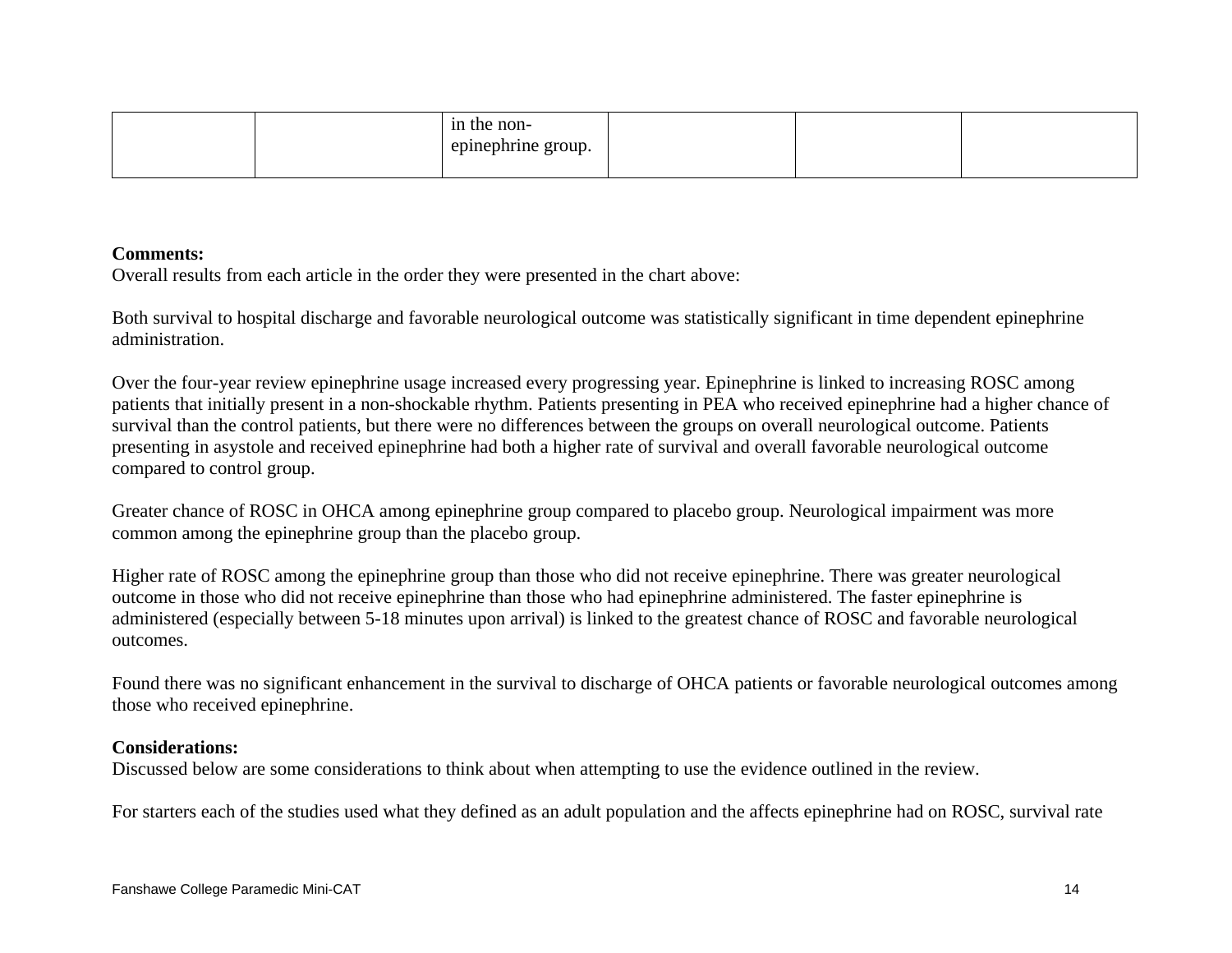|  |  | in the non-epinephrine group. |  |  |  |
|---|---|---|---|---|---|

**Comments:**
Overall results from each article in the order they were presented in the chart above:

Both survival to hospital discharge and favorable neurological outcome was statistically significant in time dependent epinephrine administration.

Over the four-year review epinephrine usage increased every progressing year. Epinephrine is linked to increasing ROSC among patients that initially present in a non-shockable rhythm. Patients presenting in PEA who received epinephrine had a higher chance of survival than the control patients, but there were no differences between the groups on overall neurological outcome. Patients presenting in asystole and received epinephrine had both a higher rate of survival and overall favorable neurological outcome compared to control group.

Greater chance of ROSC in OHCA among epinephrine group compared to placebo group. Neurological impairment was more common among the epinephrine group than the placebo group.

Higher rate of ROSC among the epinephrine group than those who did not receive epinephrine. There was greater neurological outcome in those who did not receive epinephrine than those who had epinephrine administered. The faster epinephrine is administered (especially between 5-18 minutes upon arrival) is linked to the greatest chance of ROSC and favorable neurological outcomes.

Found there was no significant enhancement in the survival to discharge of OHCA patients or favorable neurological outcomes among those who received epinephrine.

**Considerations:**
Discussed below are some considerations to think about when attempting to use the evidence outlined in the review.

For starters each of the studies used what they defined as an adult population and the affects epinephrine had on ROSC, survival rate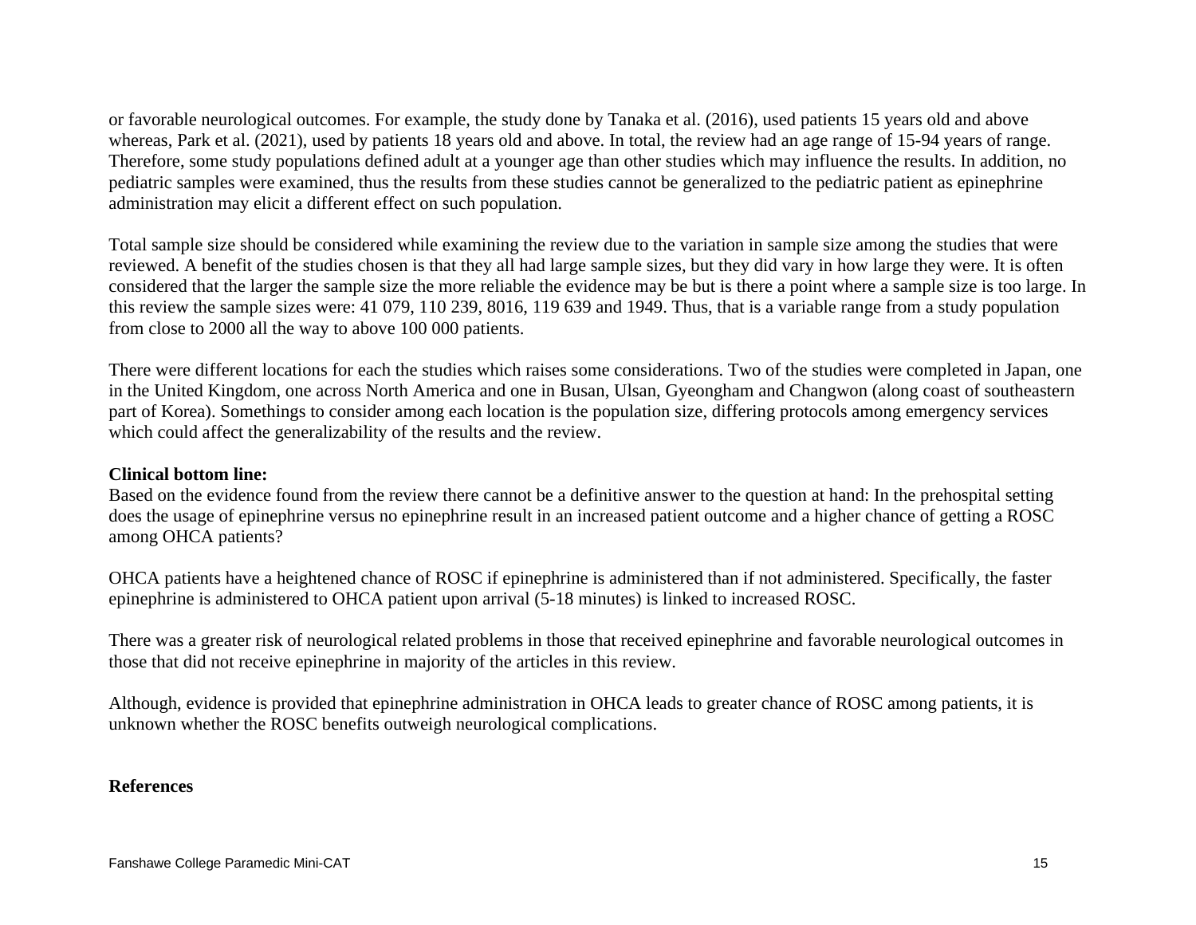or favorable neurological outcomes. For example, the study done by Tanaka et al. (2016), used patients 15 years old and above whereas, Park et al. (2021), used by patients 18 years old and above. In total, the review had an age range of 15-94 years of range. Therefore, some study populations defined adult at a younger age than other studies which may influence the results. In addition, no pediatric samples were examined, thus the results from these studies cannot be generalized to the pediatric patient as epinephrine administration may elicit a different effect on such population.

Total sample size should be considered while examining the review due to the variation in sample size among the studies that were reviewed. A benefit of the studies chosen is that they all had large sample sizes, but they did vary in how large they were. It is often considered that the larger the sample size the more reliable the evidence may be but is there a point where a sample size is too large. In this review the sample sizes were: 41 079, 110 239, 8016, 119 639 and 1949. Thus, that is a variable range from a study population from close to 2000 all the way to above 100 000 patients.

There were different locations for each the studies which raises some considerations. Two of the studies were completed in Japan, one in the United Kingdom, one across North America and one in Busan, Ulsan, Gyeongham and Changwon (along coast of southeastern part of Korea). Somethings to consider among each location is the population size, differing protocols among emergency services which could affect the generalizability of the results and the review.

**Clinical bottom line:**

Based on the evidence found from the review there cannot be a definitive answer to the question at hand: In the prehospital setting does the usage of epinephrine versus no epinephrine result in an increased patient outcome and a higher chance of getting a ROSC among OHCA patients?

OHCA patients have a heightened chance of ROSC if epinephrine is administered than if not administered. Specifically, the faster epinephrine is administered to OHCA patient upon arrival (5-18 minutes) is linked to increased ROSC.

There was a greater risk of neurological related problems in those that received epinephrine and favorable neurological outcomes in those that did not receive epinephrine in majority of the articles in this review.

Although, evidence is provided that epinephrine administration in OHCA leads to greater chance of ROSC among patients, it is unknown whether the ROSC benefits outweigh neurological complications.

**References**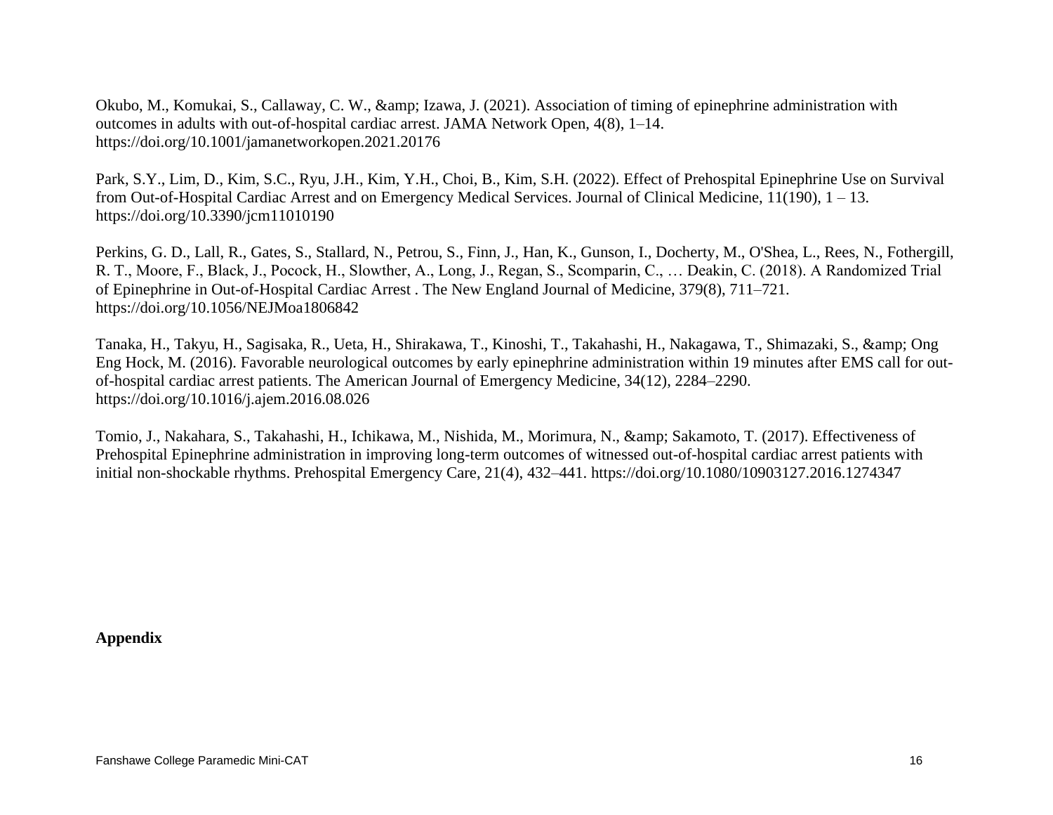Okubo, M., Komukai, S., Callaway, C. W., &amp; Izawa, J. (2021). Association of timing of epinephrine administration with outcomes in adults with out-of-hospital cardiac arrest. JAMA Network Open, 4(8), 1–14. https://doi.org/10.1001/jamanetworkopen.2021.20176

Park, S.Y., Lim, D., Kim, S.C., Ryu, J.H., Kim, Y.H., Choi, B., Kim, S.H. (2022). Effect of Prehospital Epinephrine Use on Survival from Out-of-Hospital Cardiac Arrest and on Emergency Medical Services. Journal of Clinical Medicine, 11(190), 1 – 13. https://doi.org/10.3390/jcm11010190

Perkins, G. D., Lall, R., Gates, S., Stallard, N., Petrou, S., Finn, J., Han, K., Gunson, I., Docherty, M., O'Shea, L., Rees, N., Fothergill, R. T., Moore, F., Black, J., Pocock, H., Slowther, A., Long, J., Regan, S., Scomparin, C., … Deakin, C. (2018). A Randomized Trial of Epinephrine in Out-of-Hospital Cardiac Arrest . The New England Journal of Medicine, 379(8), 711–721. https://doi.org/10.1056/NEJMoa1806842

Tanaka, H., Takyu, H., Sagisaka, R., Ueta, H., Shirakawa, T., Kinoshi, T., Takahashi, H., Nakagawa, T., Shimazaki, S., &amp; Ong Eng Hock, M. (2016). Favorable neurological outcomes by early epinephrine administration within 19 minutes after EMS call for out-of-hospital cardiac arrest patients. The American Journal of Emergency Medicine, 34(12), 2284–2290. https://doi.org/10.1016/j.ajem.2016.08.026

Tomio, J., Nakahara, S., Takahashi, H., Ichikawa, M., Nishida, M., Morimura, N., &amp; Sakamoto, T. (2017). Effectiveness of Prehospital Epinephrine administration in improving long-term outcomes of witnessed out-of-hospital cardiac arrest patients with initial non-shockable rhythms. Prehospital Emergency Care, 21(4), 432–441. https://doi.org/10.1080/10903127.2016.1274347

**Appendix**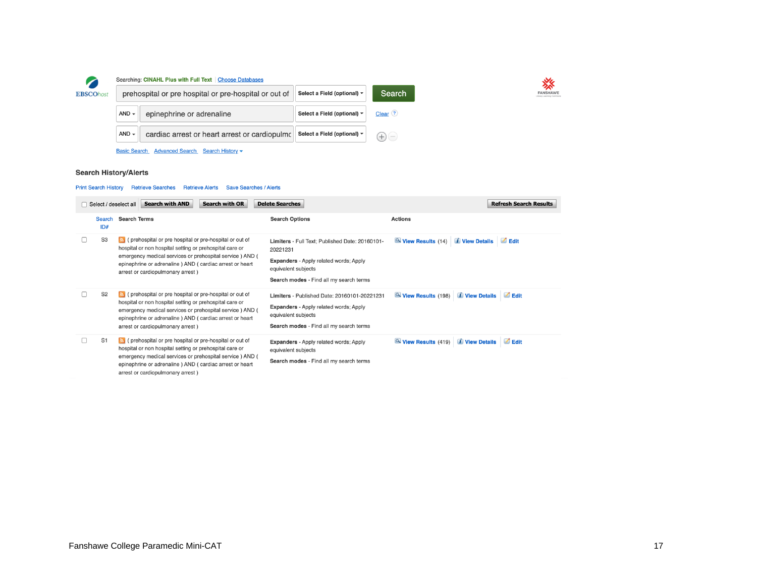Searching: **CINAHL Plus with Full Text** | Choose Databases

| | | | |
|---|---|---|---|
| | prehospital or pre hospital or pre-hospital or out of | Select a Field (optional) | Search |
| AND | epinephrine or adrenaline | Select a Field (optional) | Clear |
| AND | cardiac arrest or heart arrest or cardiopulmc | Select a Field (optional) | |

Basic Search  Advanced Search  Search History

## Search History/Alerts

Print Search History   Retrieve Searches   Retrieve Alerts   Save Searches / Alerts

Select / deselect all   Search with AND   Search with OR   Delete Searches   Refresh Search Results

| Search ID# | Search Terms | Search Options | Actions |
|---|---|---|---|
| S3 | ( prehospital or pre hospital or pre-hospital or out of hospital or non hospital setting or prehospital care or emergency medical services or prehospital service ) AND ( epinephrine or adrenaline ) AND ( cardiac arrest or heart arrest or cardiopulmonary arrest ) | **Limiters** - Full Text; Published Date: 20160101-20221231<br>**Expanders** - Apply related words; Apply equivalent subjects<br>**Search modes** - Find all my search terms | View Results (14) View Details Edit |
| S2 | ( prehospital or pre hospital or pre-hospital or out of hospital or non hospital setting or prehospital care or emergency medical services or prehospital service ) AND ( epinephrine or adrenaline ) AND ( cardiac arrest or heart arrest or cardiopulmonary arrest ) | **Limiters** - Published Date: 20160101-20221231<br>**Expanders** - Apply related words; Apply equivalent subjects<br>**Search modes** - Find all my search terms | View Results (198) View Details Edit |
| S1 | ( prehospital or pre hospital or pre-hospital or out of hospital or non hospital setting or prehospital care or emergency medical services or prehospital service ) AND ( epinephrine or adrenaline ) AND ( cardiac arrest or heart arrest or cardiopulmonary arrest ) | **Expanders** - Apply related words; Apply equivalent subjects<br>**Search modes** - Find all my search terms | View Results (419) View Details Edit |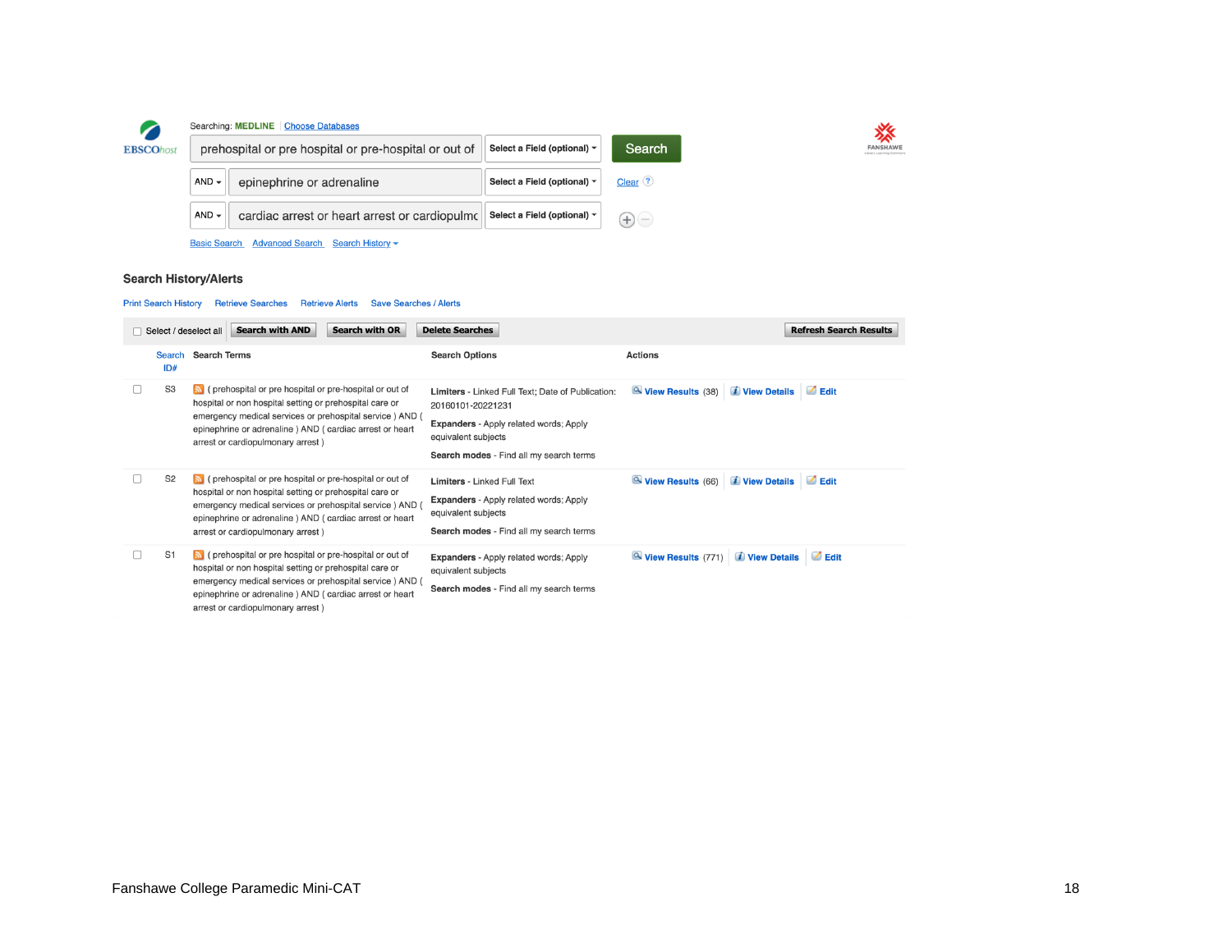Searching: **MEDLINE** | Choose Databases

| | | |
|---|---|---|
| | prehospital or pre hospital or pre-hospital or out of | Select a Field (optional) |
| AND | epinephrine or adrenaline | Select a Field (optional) |
| AND | cardiac arrest or heart arrest or cardiopulmc | Select a Field (optional) |

Search

Clear

Basic Search | Advanced Search | Search History

## Search History/Alerts

Print Search History | Retrieve Searches | Retrieve Alerts | Save Searches / Alerts

Select / deselect all | Search with AND | Search with OR | Delete Searches | Refresh Search Results

| Search ID# | Search Terms | Search Options | Actions |
|---|---|---|---|
| S3 | ( prehospital or pre hospital or pre-hospital or out of hospital or non hospital setting or prehospital care or emergency medical services or prehospital service ) AND ( epinephrine or adrenaline ) AND ( cardiac arrest or heart arrest or cardiopulmonary arrest ) | **Limiters** - Linked Full Text; Date of Publication: 20160101-20221231 **Expanders** - Apply related words; Apply equivalent subjects **Search modes** - Find all my search terms | View Results (38) View Details Edit |
| S2 | ( prehospital or pre hospital or pre-hospital or out of hospital or non hospital setting or prehospital care or emergency medical services or prehospital service ) AND ( epinephrine or adrenaline ) AND ( cardiac arrest or heart arrest or cardiopulmonary arrest ) | **Limiters** - Linked Full Text **Expanders** - Apply related words; Apply equivalent subjects **Search modes** - Find all my search terms | View Results (66) View Details Edit |
| S1 | ( prehospital or pre hospital or pre-hospital or out of hospital or non hospital setting or prehospital care or emergency medical services or prehospital service ) AND ( epinephrine or adrenaline ) AND ( cardiac arrest or heart arrest or cardiopulmonary arrest ) | **Expanders** - Apply related words; Apply equivalent subjects **Search modes** - Find all my search terms | View Results (771) View Details Edit |